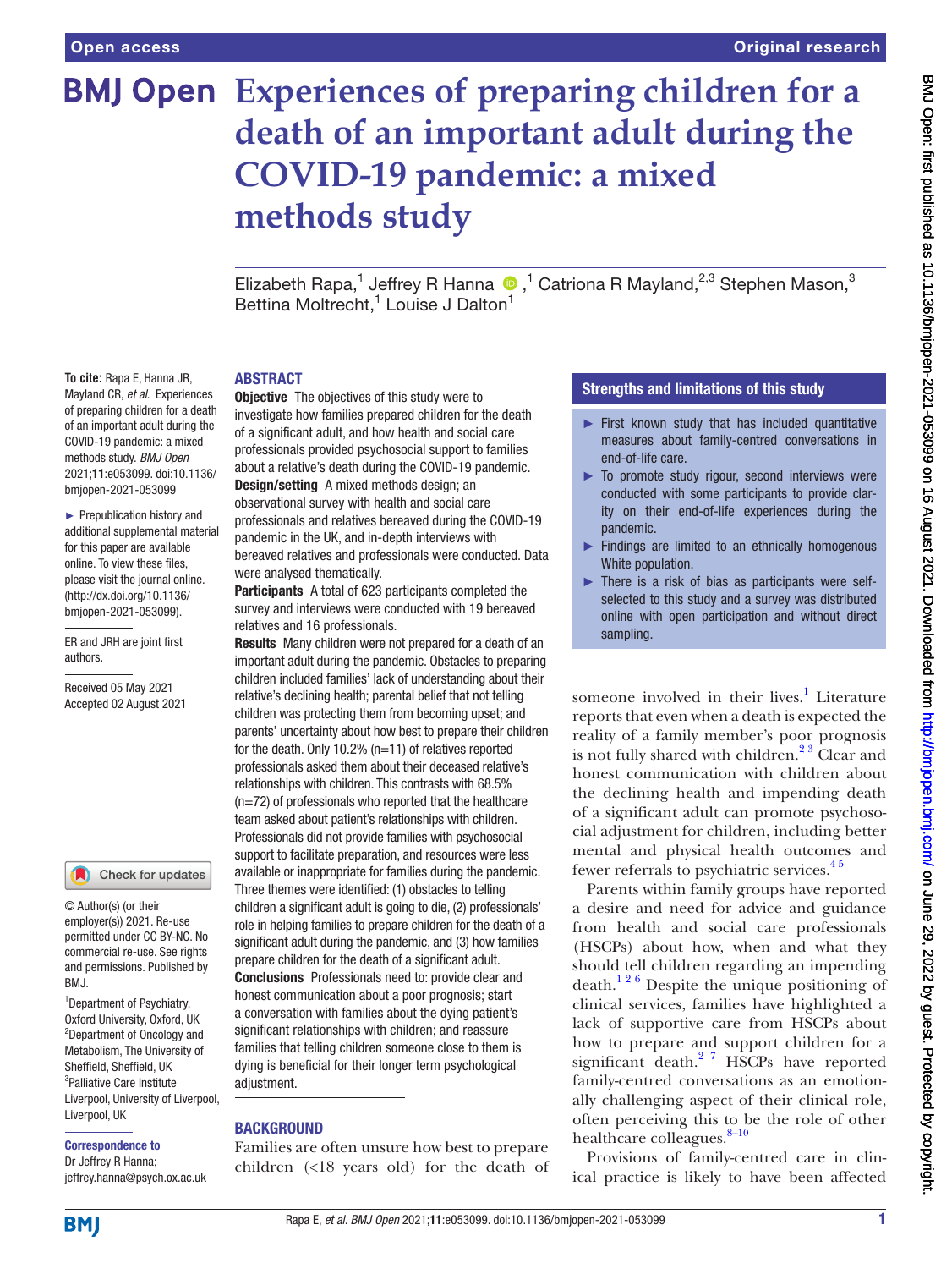# Experiences of preparing children for a death of an important adult during the COVID-19 pandemic: a mixed methods study

Elizabeth Rapa,[1] Jeffrey R Hanna,[1] Catriona R Mayland,[2,3] Stephen Mason,[3] Bettina Moltrecht,[1] Louise J Dalton[1]

**To cite:** Rapa E, Hanna JR, Mayland CR, *et al*. Experiences of preparing children for a death of an important adult during the COVID-19 pandemic: a mixed methods study. *BMJ Open* 2021;**11**:e053099. doi:10.1136/bmjopen-2021-053099

► Prepublication history and additional supplemental material for this paper are available online. To view these files, please visit the journal online. (http://dx.doi.org/10.1136/bmjopen-2021-053099).

ER and JRH are joint first authors.

Received 05 May 2021
Accepted 02 August 2021

© Author(s) (or their employer(s)) 2021. Re-use permitted under CC BY-NC. No commercial re-use. See rights and permissions. Published by BMJ.

[1]Department of Psychiatry, Oxford University, Oxford, UK
[2]Department of Oncology and Metabolism, The University of Sheffield, Sheffield, UK
[3]Palliative Care Institute Liverpool, University of Liverpool, Liverpool, UK

**Correspondence to**
Dr Jeffrey R Hanna;
jeffrey.hanna@psych.ox.ac.uk

## ABSTRACT

**Objective** The objectives of this study were to investigate how families prepared children for the death of a significant adult, and how health and social care professionals provided psychosocial support to families about a relative's death during the COVID-19 pandemic.

**Design/setting** A mixed methods design; an observational survey with health and social care professionals and relatives bereaved during the COVID-19 pandemic in the UK, and in-depth interviews with bereaved relatives and professionals were conducted. Data were analysed thematically.

**Participants** A total of 623 participants completed the survey and interviews were conducted with 19 bereaved relatives and 16 professionals.

**Results** Many children were not prepared for a death of an important adult during the pandemic. Obstacles to preparing children included families' lack of understanding about their relative's declining health; parental belief that not telling children was protecting them from becoming upset; and parents' uncertainty about how best to prepare their children for the death. Only 10.2% (n=11) of relatives reported professionals asked them about their deceased relative's relationships with children. This contrasts with 68.5% (n=72) of professionals who reported that the healthcare team asked about patient's relationships with children. Professionals did not provide families with psychosocial support to facilitate preparation, and resources were less available or inappropriate for families during the pandemic. Three themes were identified: (1) obstacles to telling children a significant adult is going to die, (2) professionals' role in helping families to prepare children for the death of a significant adult during the pandemic, and (3) how families prepare children for the death of a significant adult.

**Conclusions** Professionals need to: provide clear and honest communication about a poor prognosis; start a conversation with families about the dying patient's significant relationships with children; and reassure families that telling children someone close to them is dying is beneficial for their longer term psychological adjustment.

## Strengths and limitations of this study

► First known study that has included quantitative measures about family-centred conversations in end-of-life care.

► To promote study rigour, second interviews were conducted with some participants to provide clarity on their end-of-life experiences during the pandemic.

► Findings are limited to an ethnically homogenous White population.

► There is a risk of bias as participants were self-selected to this study and a survey was distributed online with open participation and without direct sampling.

## BACKGROUND

Families are often unsure how best to prepare children (<18 years old) for the death of someone involved in their lives.[1] Literature reports that even when a death is expected the reality of a family member's poor prognosis is not fully shared with children.[2 3] Clear and honest communication with children about the declining health and impending death of a significant adult can promote psychosocial adjustment for children, including better mental and physical health outcomes and fewer referrals to psychiatric services.[4 5]

Parents within family groups have reported a desire and need for advice and guidance from health and social care professionals (HSCPs) about how, when and what they should tell children regarding an impending death.[1 2 6] Despite the unique positioning of clinical services, families have highlighted a lack of supportive care from HSCPs about how to prepare and support children for a significant death.[2 7] HSCPs have reported family-centred conversations as an emotionally challenging aspect of their clinical role, often perceiving this to be the role of other healthcare colleagues.[8–10]

Provisions of family-centred care in clinical practice is likely to have been affected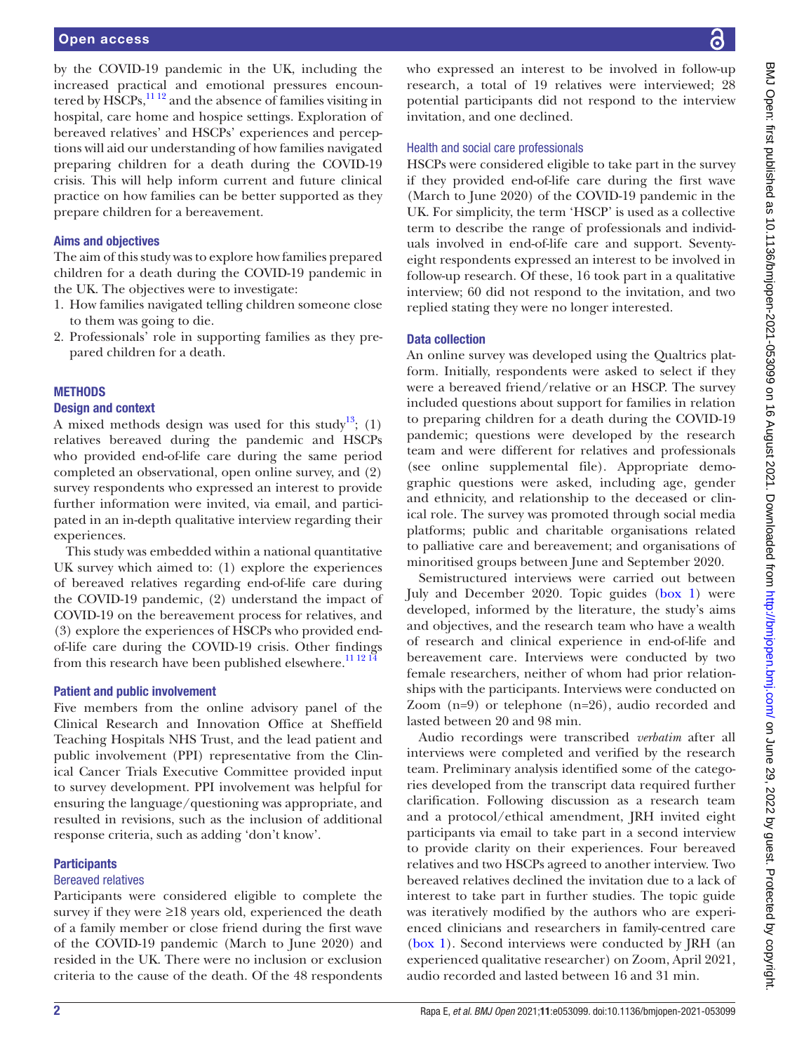by the COVID-19 pandemic in the UK, including the increased practical and emotional pressures encountered by HSCPs,[11 12] and the absence of families visiting in hospital, care home and hospice settings. Exploration of bereaved relatives' and HSCPs' experiences and perceptions will aid our understanding of how families navigated preparing children for a death during the COVID-19 crisis. This will help inform current and future clinical practice on how families can be better supported as they prepare children for a bereavement.

### Aims and objectives

The aim of this study was to explore how families prepared children for a death during the COVID-19 pandemic in the UK. The objectives were to investigate:

1. How families navigated telling children someone close to them was going to die.
2. Professionals' role in supporting families as they prepared children for a death.

## METHODS

### Design and context

A mixed methods design was used for this study[13]; (1) relatives bereaved during the pandemic and HSCPs who provided end-of-life care during the same period completed an observational, open online survey, and (2) survey respondents who expressed an interest to provide further information were invited, via email, and participated in an in-depth qualitative interview regarding their experiences.

This study was embedded within a national quantitative UK survey which aimed to: (1) explore the experiences of bereaved relatives regarding end-of-life care during the COVID-19 pandemic, (2) understand the impact of COVID-19 on the bereavement process for relatives, and (3) explore the experiences of HSCPs who provided end-of-life care during the COVID-19 crisis. Other findings from this research have been published elsewhere.[11 12 14]

### Patient and public involvement

Five members from the online advisory panel of the Clinical Research and Innovation Office at Sheffield Teaching Hospitals NHS Trust, and the lead patient and public involvement (PPI) representative from the Clinical Cancer Trials Executive Committee provided input to survey development. PPI involvement was helpful for ensuring the language/questioning was appropriate, and resulted in revisions, such as the inclusion of additional response criteria, such as adding 'don't know'.

### Participants

#### Bereaved relatives

Participants were considered eligible to complete the survey if they were ≥18 years old, experienced the death of a family member or close friend during the first wave of the COVID-19 pandemic (March to June 2020) and resided in the UK. There were no inclusion or exclusion criteria to the cause of the death. Of the 48 respondents who expressed an interest to be involved in follow-up research, a total of 19 relatives were interviewed; 28 potential participants did not respond to the interview invitation, and one declined.

#### Health and social care professionals

HSCPs were considered eligible to take part in the survey if they provided end-of-life care during the first wave (March to June 2020) of the COVID-19 pandemic in the UK. For simplicity, the term 'HSCP' is used as a collective term to describe the range of professionals and individuals involved in end-of-life care and support. Seventy-eight respondents expressed an interest to be involved in follow-up research. Of these, 16 took part in a qualitative interview; 60 did not respond to the invitation, and two replied stating they were no longer interested.

### Data collection

An online survey was developed using the Qualtrics platform. Initially, respondents were asked to select if they were a bereaved friend/relative or an HSCP. The survey included questions about support for families in relation to preparing children for a death during the COVID-19 pandemic; questions were developed by the research team and were different for relatives and professionals (see online supplemental file). Appropriate demographic questions were asked, including age, gender and ethnicity, and relationship to the deceased or clinical role. The survey was promoted through social media platforms; public and charitable organisations related to palliative care and bereavement; and organisations of minoritised groups between June and September 2020.

Semistructured interviews were carried out between July and December 2020. Topic guides (box 1) were developed, informed by the literature, the study's aims and objectives, and the research team who have a wealth of research and clinical experience in end-of-life and bereavement care. Interviews were conducted by two female researchers, neither of whom had prior relationships with the participants. Interviews were conducted on Zoom (n=9) or telephone (n=26), audio recorded and lasted between 20 and 98 min.

Audio recordings were transcribed *verbatim* after all interviews were completed and verified by the research team. Preliminary analysis identified some of the categories developed from the transcript data required further clarification. Following discussion as a research team and a protocol/ethical amendment, JRH invited eight participants via email to take part in a second interview to provide clarity on their experiences. Four bereaved relatives and two HSCPs agreed to another interview. Two bereaved relatives declined the invitation due to a lack of interest to take part in further studies. The topic guide was iteratively modified by the authors who are experienced clinicians and researchers in family-centred care (box 1). Second interviews were conducted by JRH (an experienced qualitative researcher) on Zoom, April 2021, audio recorded and lasted between 16 and 31 min.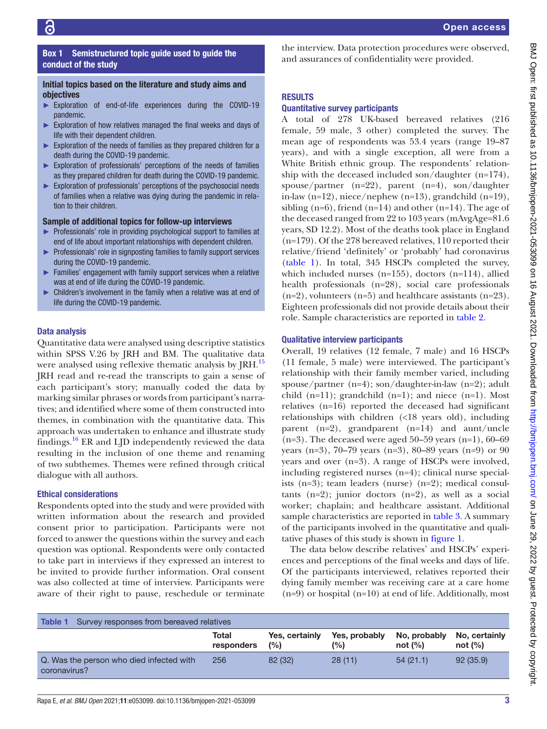## Box 1 Semistructured topic guide used to guide the conduct of the study

**Initial topics based on the literature and study aims and objectives**

- Exploration of end-of-life experiences during the COVID-19 pandemic.
- Exploration of how relatives managed the final weeks and days of life with their dependent children.
- Exploration of the needs of families as they prepared children for a death during the COVID-19 pandemic.
- Exploration of professionals' perceptions of the needs of families as they prepared children for death during the COVID-19 pandemic.
- Exploration of professionals' perceptions of the psychosocial needs of families when a relative was dying during the pandemic in relation to their children.

**Sample of additional topics for follow-up interviews**

- Professionals' role in providing psychological support to families at end of life about important relationships with dependent children.
- Professionals' role in signposting families to family support services during the COVID-19 pandemic.
- Families' engagement with family support services when a relative was at end of life during the COVID-19 pandemic.
- Children's involvement in the family when a relative was at end of life during the COVID-19 pandemic.

### Data analysis

Quantitative data were analysed using descriptive statistics within SPSS V.26 by JRH and BM. The qualitative data were analysed using reflexive thematic analysis by JRH.[15] JRH read and re-read the transcripts to gain a sense of each participant's story; manually coded the data by marking similar phrases or words from participant's narratives; and identified where some of them constructed into themes, in combination with the quantitative data. This approach was undertaken to enhance and illustrate study findings.[16] ER and LJD independently reviewed the data resulting in the inclusion of one theme and renaming of two subthemes. Themes were refined through critical dialogue with all authors.

### Ethical considerations

Respondents opted into the study and were provided with written information about the research and provided consent prior to participation. Participants were not forced to answer the questions within the survey and each question was optional. Respondents were only contacted to take part in interviews if they expressed an interest to be invited to provide further information. Oral consent was also collected at time of interview. Participants were aware of their right to pause, reschedule or terminate the interview. Data protection procedures were observed, and assurances of confidentiality were provided.

## RESULTS

### Quantitative survey participants

A total of 278 UK-based bereaved relatives (216 female, 59 male, 3 other) completed the survey. The mean age of respondents was 53.4 years (range 19–87 years), and with a single exception, all were from a White British ethnic group. The respondents' relationship with the deceased included son/daughter (n=174), spouse/partner (n=22), parent (n=4), son/daughter in-law (n=12), niece/nephew (n=13), grandchild (n=19), sibling (n=6), friend (n=14) and other (n=14). The age of the deceased ranged from 22 to 103 years (mAvgAge=81.6 years, SD 12.2). Most of the deaths took place in England (n=179). Of the 278 bereaved relatives, 110 reported their relative/friend 'definitely' or 'probably' had coronavirus (table 1). In total, 345 HSCPs completed the survey, which included nurses (n=155), doctors (n=114), allied health professionals (n=28), social care professionals (n=2), volunteers (n=5) and healthcare assistants (n=23). Eighteen professionals did not provide details about their role. Sample characteristics are reported in table 2.

### Qualitative interview participants

Overall, 19 relatives (12 female, 7 male) and 16 HSCPs (11 female, 5 male) were interviewed. The participant's relationship with their family member varied, including spouse/partner (n=4); son/daughter-in-law (n=2); adult child (n=11); grandchild (n=1); and niece (n=1). Most relatives (n=16) reported the deceased had significant relationships with children (<18 years old), including parent (n=2), grandparent (n=14) and aunt/uncle (n=3). The deceased were aged 50–59 years (n=1), 60–69 years (n=3), 70–79 years (n=3), 80–89 years (n=9) or 90 years and over (n=3). A range of HSCPs were involved, including registered nurses (n=4); clinical nurse specialists (n=3); team leaders (nurse) (n=2); medical consultants (n=2); junior doctors (n=2), as well as a social worker; chaplain; and healthcare assistant. Additional sample characteristics are reported in table 3. A summary of the participants involved in the quantitative and qualitative phases of this study is shown in figure 1.

The data below describe relatives' and HSCPs' experiences and perceptions of the final weeks and days of life. Of the participants interviewed, relatives reported their dying family member was receiving care at a care home (n=9) or hospital (n=10) at end of life. Additionally, most

**Table 1** Survey responses from bereaved relatives

| | Total responders | Yes, certainly (%) | Yes, probably (%) | No, probably not (%) | No, certainly not (%) |
|---|---|---|---|---|---|
| Q. Was the person who died infected with coronavirus? | 256 | 82 (32) | 28 (11) | 54 (21.1) | 92 (35.9) |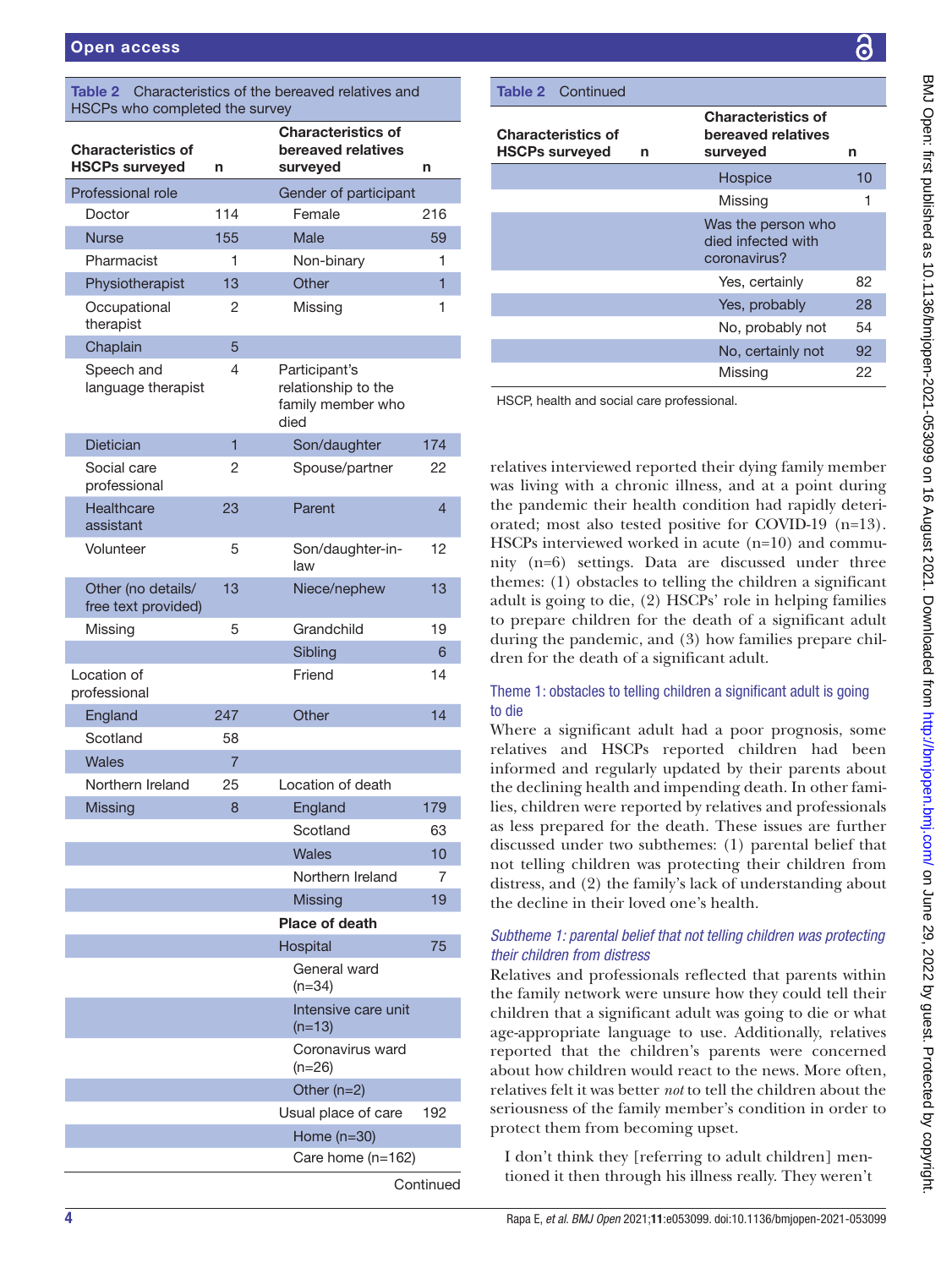**Table 2** Characteristics of the bereaved relatives and HSCPs who completed the survey

| Characteristics of HSCPs surveyed | n | Characteristics of bereaved relatives surveyed | n |
|---|---|---|---|
| Professional role | | Gender of participant | |
| Doctor | 114 | Female | 216 |
| Nurse | 155 | Male | 59 |
| Pharmacist | 1 | Non-binary | 1 |
| Physiotherapist | 13 | Other | 1 |
| Occupational therapist | 2 | Missing | 1 |
| Chaplain | 5 | | |
| Speech and language therapist | 4 | Participant's relationship to the family member who died | |
| Dietician | 1 | Son/daughter | 174 |
| Social care professional | 2 | Spouse/partner | 22 |
| Healthcare assistant | 23 | Parent | 4 |
| Volunteer | 5 | Son/daughter-in-law | 12 |
| Other (no details/free text provided) | 13 | Niece/nephew | 13 |
| Missing | 5 | Grandchild | 19 |
| | | Sibling | 6 |
| Location of professional | | Friend | 14 |
| England | 247 | Other | 14 |
| Scotland | 58 | | |
| Wales | 7 | | |
| Northern Ireland | 25 | Location of death | |
| Missing | 8 | England | 179 |
| | | Scotland | 63 |
| | | Wales | 10 |
| | | Northern Ireland | 7 |
| | | Missing | 19 |
| | | **Place of death** | |
| | | Hospital | 75 |
| | | General ward (n=34) | |
| | | Intensive care unit (n=13) | |
| | | Coronavirus ward (n=26) | |
| | | Other (n=2) | |
| | | Usual place of care | 192 |
| | | Home (n=30) | |
| | | Care home (n=162) | |
| | | Hospice | 10 |
| | | Missing | 1 |
| | | Was the person who died infected with coronavirus? | |
| | | Yes, certainly | 82 |
| | | Yes, probably | 28 |
| | | No, probably not | 54 |
| | | No, certainly not | 92 |
| | | Missing | 22 |

HSCP, health and social care professional.

relatives interviewed reported their dying family member was living with a chronic illness, and at a point during the pandemic their health condition had rapidly deteriorated; most also tested positive for COVID-19 (n=13). HSCPs interviewed worked in acute (n=10) and community (n=6) settings. Data are discussed under three themes: (1) obstacles to telling the children a significant adult is going to die, (2) HSCPs' role in helping families to prepare children for the death of a significant adult during the pandemic, and (3) how families prepare children for the death of a significant adult.

### Theme 1: obstacles to telling children a significant adult is going to die

Where a significant adult had a poor prognosis, some relatives and HSCPs reported children had been informed and regularly updated by their parents about the declining health and impending death. In other families, children were reported by relatives and professionals as less prepared for the death. These issues are further discussed under two subthemes: (1) parental belief that not telling children was protecting their children from distress, and (2) the family's lack of understanding about the decline in their loved one's health.

#### *Subtheme 1: parental belief that not telling children was protecting their children from distress*

Relatives and professionals reflected that parents within the family network were unsure how they could tell their children that a significant adult was going to die or what age-appropriate language to use. Additionally, relatives reported that the children's parents were concerned about how children would react to the news. More often, relatives felt it was better *not* to tell the children about the seriousness of the family member's condition in order to protect them from becoming upset.

> I don't think they [referring to adult children] mentioned it then through his illness really. They weren't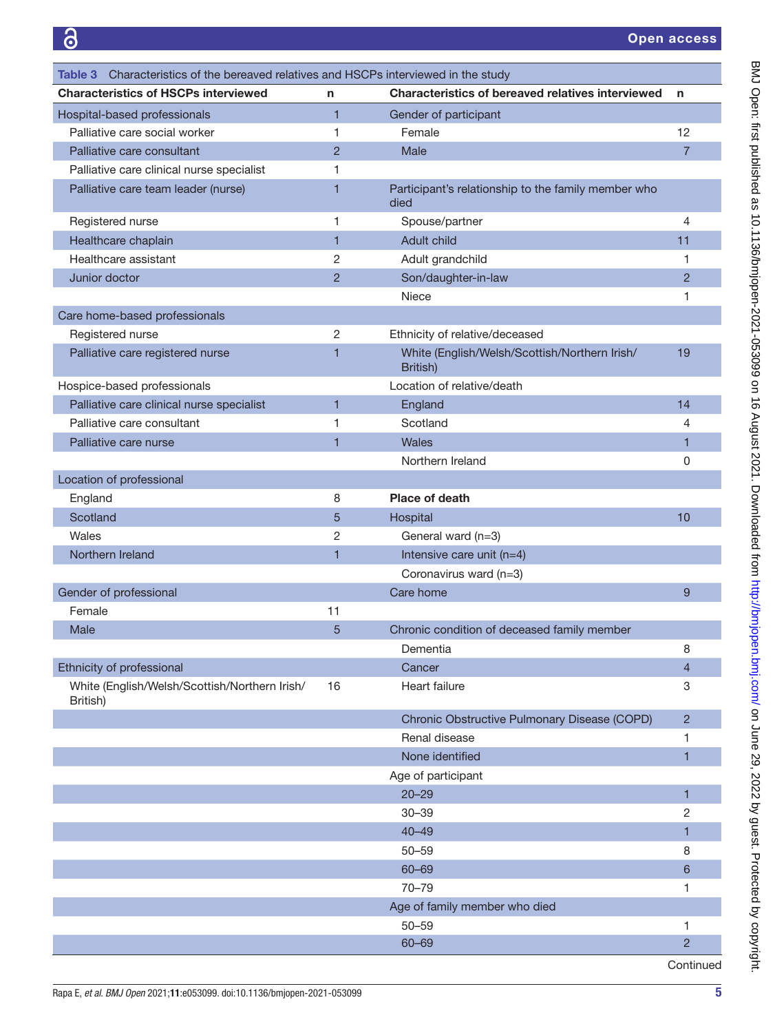**Table 3** Characteristics of the bereaved relatives and HSCPs interviewed in the study

| Characteristics of HSCPs interviewed | n | Characteristics of bereaved relatives interviewed | n |
|---|---|---|---|
| Hospital-based professionals | 1 | Gender of participant | |
| Palliative care social worker | 1 | Female | 12 |
| Palliative care consultant | 2 | Male | 7 |
| Palliative care clinical nurse specialist | 1 | | |
| Palliative care team leader (nurse) | 1 | Participant's relationship to the family member who died | |
| Registered nurse | 1 | Spouse/partner | 4 |
| Healthcare chaplain | 1 | Adult child | 11 |
| Healthcare assistant | 2 | Adult grandchild | 1 |
| Junior doctor | 2 | Son/daughter-in-law | 2 |
| | | Niece | 1 |
| Care home-based professionals | | | |
| Registered nurse | 2 | Ethnicity of relative/deceased | |
| Palliative care registered nurse | 1 | White (English/Welsh/Scottish/Northern Irish/ British) | 19 |
| Hospice-based professionals | | Location of relative/death | |
| Palliative care clinical nurse specialist | 1 | England | 14 |
| Palliative care consultant | 1 | Scotland | 4 |
| Palliative care nurse | 1 | Wales | 1 |
| | | Northern Ireland | 0 |
| Location of professional | | | |
| England | 8 | **Place of death** | |
| Scotland | 5 | Hospital | 10 |
| Wales | 2 | General ward (n=3) | |
| Northern Ireland | 1 | Intensive care unit (n=4) | |
| | | Coronavirus ward (n=3) | |
| Gender of professional | | Care home | 9 |
| Female | 11 | | |
| Male | 5 | Chronic condition of deceased family member | |
| | | Dementia | 8 |
| Ethnicity of professional | | Cancer | 4 |
| White (English/Welsh/Scottish/Northern Irish/ British) | 16 | Heart failure | 3 |
| | | Chronic Obstructive Pulmonary Disease (COPD) | 2 |
| | | Renal disease | 1 |
| | | None identified | 1 |
| | | Age of participant | |
| | | 20–29 | 1 |
| | | 30–39 | 2 |
| | | 40–49 | 1 |
| | | 50–59 | 8 |
| | | 60–69 | 6 |
| | | 70–79 | 1 |
| | | Age of family member who died | |
| | | 50–59 | 1 |
| | | 60–69 | 2 |

Continued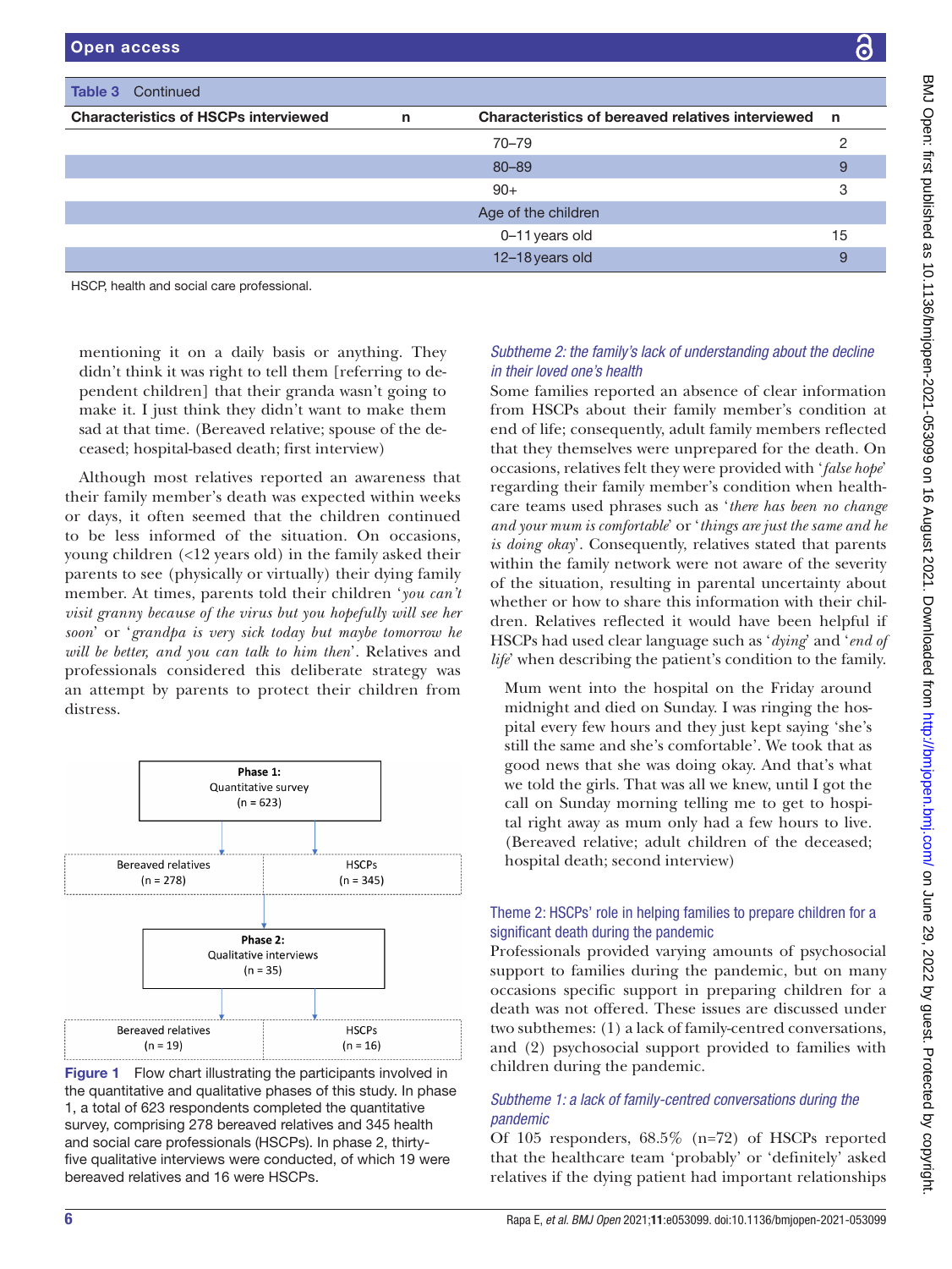| Characteristics of HSCPs interviewed | n | Characteristics of bereaved relatives interviewed | n |
|---|---|---|---|
| | | 70–79 | 2 |
| | | 80–89 | 9 |
| | | 90+ | 3 |
| | | Age of the children | |
| | | 0–11 years old | 15 |
| | | 12–18 years old | 9 |

HSCP, health and social care professional.

> mentioning it on a daily basis or anything. They didn't think it was right to tell them [referring to dependent children] that their granda wasn't going to make it. I just think they didn't want to make them sad at that time. (Bereaved relative; spouse of the deceased; hospital-based death; first interview)

Although most relatives reported an awareness that their family member's death was expected within weeks or days, it often seemed that the children continued to be less informed of the situation. On occasions, young children (<12 years old) in the family asked their parents to see (physically or virtually) their dying family member. At times, parents told their children '*you can't visit granny because of the virus but you hopefully will see her soon*' or '*grandpa is very sick today but maybe tomorrow he will be better, and you can talk to him then*'. Relatives and professionals considered this deliberate strategy was an attempt by parents to protect their children from distress.

| Phase 1: Quantitative survey (n = 623) | |
|---|---|
| Bereaved relatives (n = 278) | HSCPs (n = 345) |
| **Phase 2: Qualitative interviews (n = 35)** | |
| Bereaved relatives (n = 19) | HSCPs (n = 16) |

**Figure 1** Flow chart illustrating the participants involved in the quantitative and qualitative phases of this study. In phase 1, a total of 623 respondents completed the quantitative survey, comprising 278 bereaved relatives and 345 health and social care professionals (HSCPs). In phase 2, thirty-five qualitative interviews were conducted, of which 19 were bereaved relatives and 16 were HSCPs.

### *Subtheme 2: the family's lack of understanding about the decline in their loved one's health*

Some families reported an absence of clear information from HSCPs about their family member's condition at end of life; consequently, adult family members reflected that they themselves were unprepared for the death. On occasions, relatives felt they were provided with '*false hope*' regarding their family member's condition when healthcare teams used phrases such as '*there has been no change and your mum is comfortable*' or '*things are just the same and he is doing okay*'. Consequently, relatives stated that parents within the family network were not aware of the severity of the situation, resulting in parental uncertainty about whether or how to share this information with their children. Relatives reflected it would have been helpful if HSCPs had used clear language such as '*dying*' and '*end of life*' when describing the patient's condition to the family.

> Mum went into the hospital on the Friday around midnight and died on Sunday. I was ringing the hospital every few hours and they just kept saying 'she's still the same and she's comfortable'. We took that as good news that she was doing okay. And that's what we told the girls. That was all we knew, until I got the call on Sunday morning telling me to get to hospital right away as mum only had a few hours to live. (Bereaved relative; adult children of the deceased; hospital death; second interview)

## Theme 2: HSCPs' role in helping families to prepare children for a significant death during the pandemic

Professionals provided varying amounts of psychosocial support to families during the pandemic, but on many occasions specific support in preparing children for a death was not offered. These issues are discussed under two subthemes: (1) a lack of family-centred conversations, and (2) psychosocial support provided to families with children during the pandemic.

### *Subtheme 1: a lack of family-centred conversations during the pandemic*

Of 105 responders, 68.5% (n=72) of HSCPs reported that the healthcare team 'probably' or 'definitely' asked relatives if the dying patient had important relationships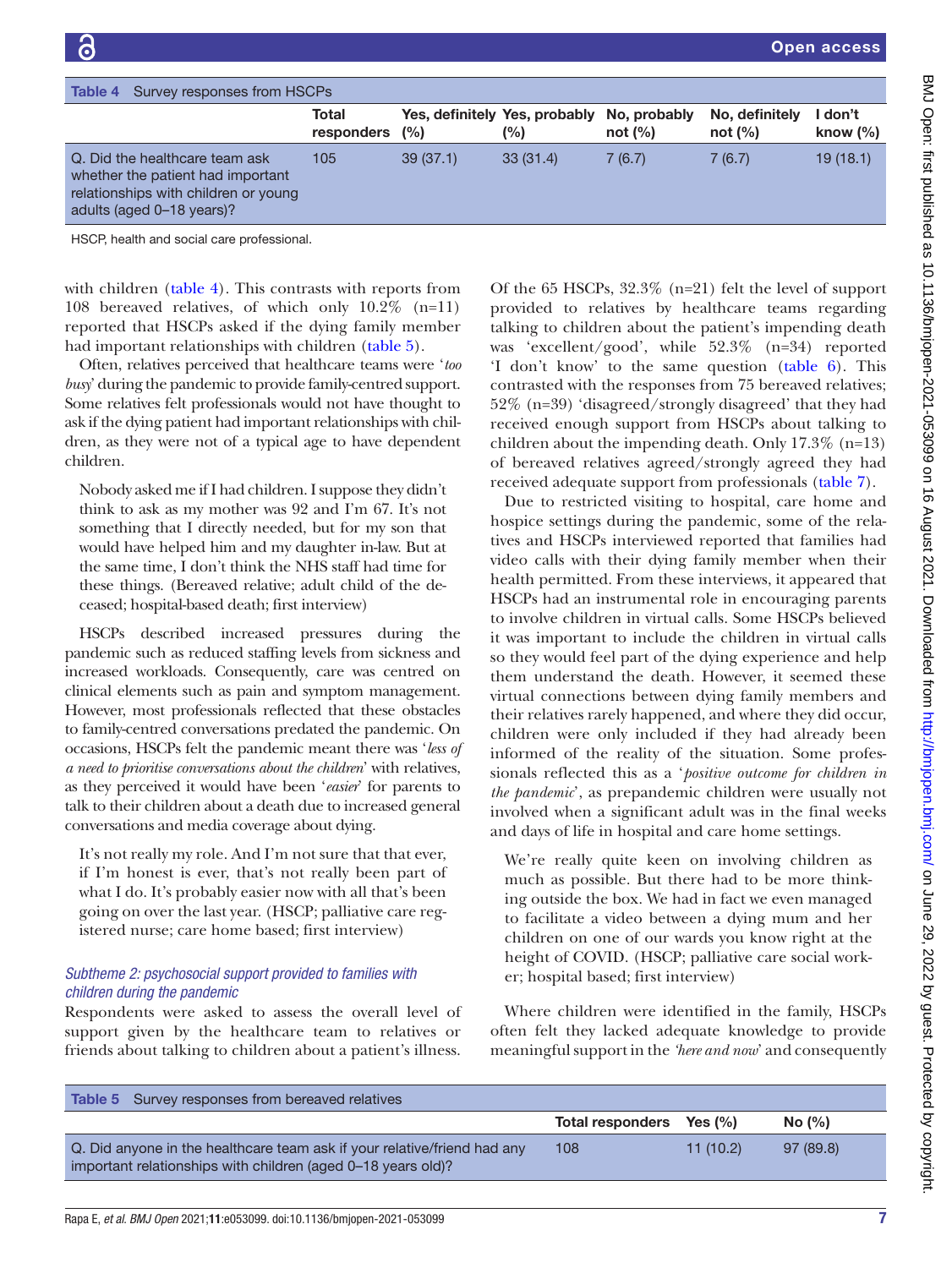Table 4 Survey responses from HSCPs

| | Total responders | Yes, definitely (%) | Yes, probably (%) | No, probably not (%) | No, definitely not (%) | I don't know (%) |
|---|---|---|---|---|---|---|
| Q. Did the healthcare team ask whether the patient had important relationships with children or young adults (aged 0–18 years)? | 105 | 39 (37.1) | 33 (31.4) | 7 (6.7) | 7 (6.7) | 19 (18.1) |

HSCP, health and social care professional.

with children (table 4). This contrasts with reports from 108 bereaved relatives, of which only 10.2% (n=11) reported that HSCPs asked if the dying family member had important relationships with children (table 5).

Often, relatives perceived that healthcare teams were '*too busy*' during the pandemic to provide family-centred support. Some relatives felt professionals would not have thought to ask if the dying patient had important relationships with children, as they were not of a typical age to have dependent children.

> Nobody asked me if I had children. I suppose they didn't think to ask as my mother was 92 and I'm 67. It's not something that I directly needed, but for my son that would have helped him and my daughter in-law. But at the same time, I don't think the NHS staff had time for these things. (Bereaved relative; adult child of the deceased; hospital-based death; first interview)

HSCPs described increased pressures during the pandemic such as reduced staffing levels from sickness and increased workloads. Consequently, care was centred on clinical elements such as pain and symptom management. However, most professionals reflected that these obstacles to family-centred conversations predated the pandemic. On occasions, HSCPs felt the pandemic meant there was '*less of a need to prioritise conversations about the children*' with relatives, as they perceived it would have been '*easier*' for parents to talk to their children about a death due to increased general conversations and media coverage about dying.

> It's not really my role. And I'm not sure that that ever, if I'm honest is ever, that's not really been part of what I do. It's probably easier now with all that's been going on over the last year. (HSCP; palliative care registered nurse; care home based; first interview)

### *Subtheme 2: psychosocial support provided to families with children during the pandemic*

Respondents were asked to assess the overall level of support given by the healthcare team to relatives or friends about talking to children about a patient's illness. Of the 65 HSCPs, 32.3% (n=21) felt the level of support provided to relatives by healthcare teams regarding talking to children about the patient's impending death was 'excellent/good', while 52.3% (n=34) reported 'I don't know' to the same question (table 6). This contrasted with the responses from 75 bereaved relatives; 52% (n=39) 'disagreed/strongly disagreed' that they had received enough support from HSCPs about talking to children about the impending death. Only 17.3% (n=13) of bereaved relatives agreed/strongly agreed they had received adequate support from professionals (table 7).

Due to restricted visiting to hospital, care home and hospice settings during the pandemic, some of the relatives and HSCPs interviewed reported that families had video calls with their dying family member when their health permitted. From these interviews, it appeared that HSCPs had an instrumental role in encouraging parents to involve children in virtual calls. Some HSCPs believed it was important to include the children in virtual calls so they would feel part of the dying experience and help them understand the death. However, it seemed these virtual connections between dying family members and their relatives rarely happened, and where they did occur, children were only included if they had already been informed of the reality of the situation. Some professionals reflected this as a '*positive outcome for children in the pandemic*', as prepandemic children were usually not involved when a significant adult was in the final weeks and days of life in hospital and care home settings.

> We're really quite keen on involving children as much as possible. But there had to be more thinking outside the box. We had in fact we even managed to facilitate a video between a dying mum and her children on one of our wards you know right at the height of COVID. (HSCP; palliative care social worker; hospital based; first interview)

Where children were identified in the family, HSCPs often felt they lacked adequate knowledge to provide meaningful support in the '*here and now*' and consequently

Table 5 Survey responses from bereaved relatives

| | Total responders | Yes (%) | No (%) |
|---|---|---|---|
| Q. Did anyone in the healthcare team ask if your relative/friend had any important relationships with children (aged 0–18 years old)? | 108 | 11 (10.2) | 97 (89.8) |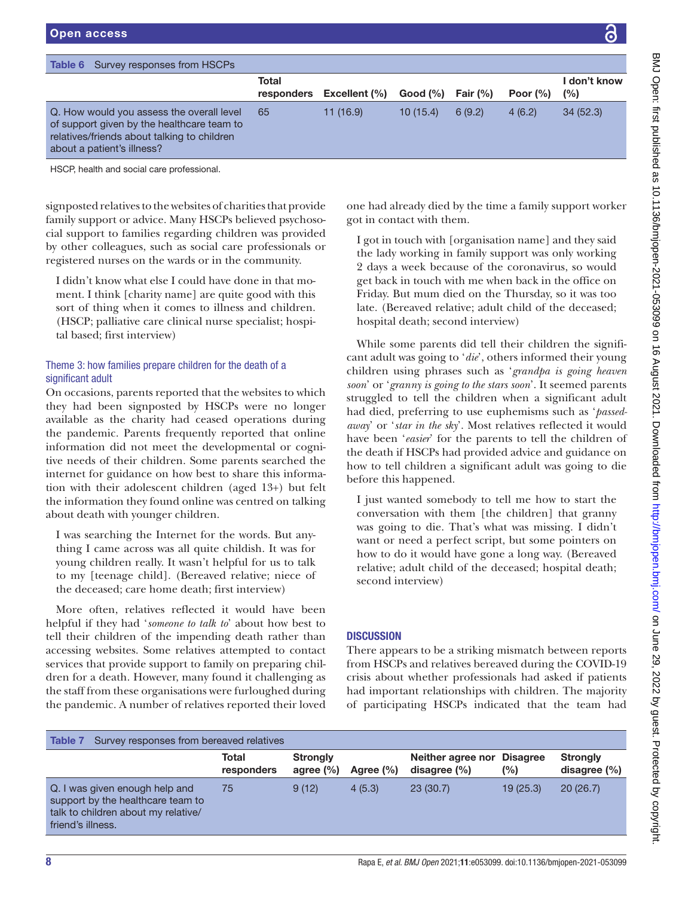Table 6 Survey responses from HSCPs

| | Total responders | Excellent (%) | Good (%) | Fair (%) | Poor (%) | I don't know (%) |
|---|---|---|---|---|---|---|
| Q. How would you assess the overall level of support given by the healthcare team to relatives/friends about talking to children about a patient's illness? | 65 | 11 (16.9) | 10 (15.4) | 6 (9.2) | 4 (6.2) | 34 (52.3) |

HSCP, health and social care professional.

signposted relatives to the websites of charities that provide family support or advice. Many HSCPs believed psychosocial support to families regarding children was provided by other colleagues, such as social care professionals or registered nurses on the wards or in the community.

> I didn't know what else I could have done in that moment. I think [charity name] are quite good with this sort of thing when it comes to illness and children. (HSCP; palliative care clinical nurse specialist; hospital based; first interview)

### Theme 3: how families prepare children for the death of a significant adult

On occasions, parents reported that the websites to which they had been signposted by HSCPs were no longer available as the charity had ceased operations during the pandemic. Parents frequently reported that online information did not meet the developmental or cognitive needs of their children. Some parents searched the internet for guidance on how best to share this information with their adolescent children (aged 13+) but felt the information they found online was centred on talking about death with younger children.

> I was searching the Internet for the words. But anything I came across was all quite childish. It was for young children really. It wasn't helpful for us to talk to my [teenage child]. (Bereaved relative; niece of the deceased; care home death; first interview)

More often, relatives reflected it would have been helpful if they had '*someone to talk to*' about how best to tell their children of the impending death rather than accessing websites. Some relatives attempted to contact services that provide support to family on preparing children for a death. However, many found it challenging as the staff from these organisations were furloughed during the pandemic. A number of relatives reported their loved one had already died by the time a family support worker got in contact with them.

> I got in touch with [organisation name] and they said the lady working in family support was only working 2 days a week because of the coronavirus, so would get back in touch with me when back in the office on Friday. But mum died on the Thursday, so it was too late. (Bereaved relative; adult child of the deceased; hospital death; second interview)

While some parents did tell their children the significant adult was going to '*die*', others informed their young children using phrases such as '*grandpa is going heaven soon*' or '*granny is going to the stars soon*'. It seemed parents struggled to tell the children when a significant adult had died, preferring to use euphemisms such as '*passed-away*' or '*star in the sky*'. Most relatives reflected it would have been '*easier*' for the parents to tell the children of the death if HSCPs had provided advice and guidance on how to tell children a significant adult was going to die before this happened.

> I just wanted somebody to tell me how to start the conversation with them [the children] that granny was going to die. That's what was missing. I didn't want or need a perfect script, but some pointers on how to do it would have gone a long way. (Bereaved relative; adult child of the deceased; hospital death; second interview)

## DISCUSSION

There appears to be a striking mismatch between reports from HSCPs and relatives bereaved during the COVID-19 crisis about whether professionals had asked if patients had important relationships with children. The majority of participating HSCPs indicated that the team had

Table 7 Survey responses from bereaved relatives

| | Total responders | Strongly agree (%) | Agree (%) | Neither agree nor disagree (%) | Disagree (%) | Strongly disagree (%) |
|---|---|---|---|---|---|---|
| Q. I was given enough help and support by the healthcare team to talk to children about my relative/friend's illness. | 75 | 9 (12) | 4 (5.3) | 23 (30.7) | 19 (25.3) | 20 (26.7) |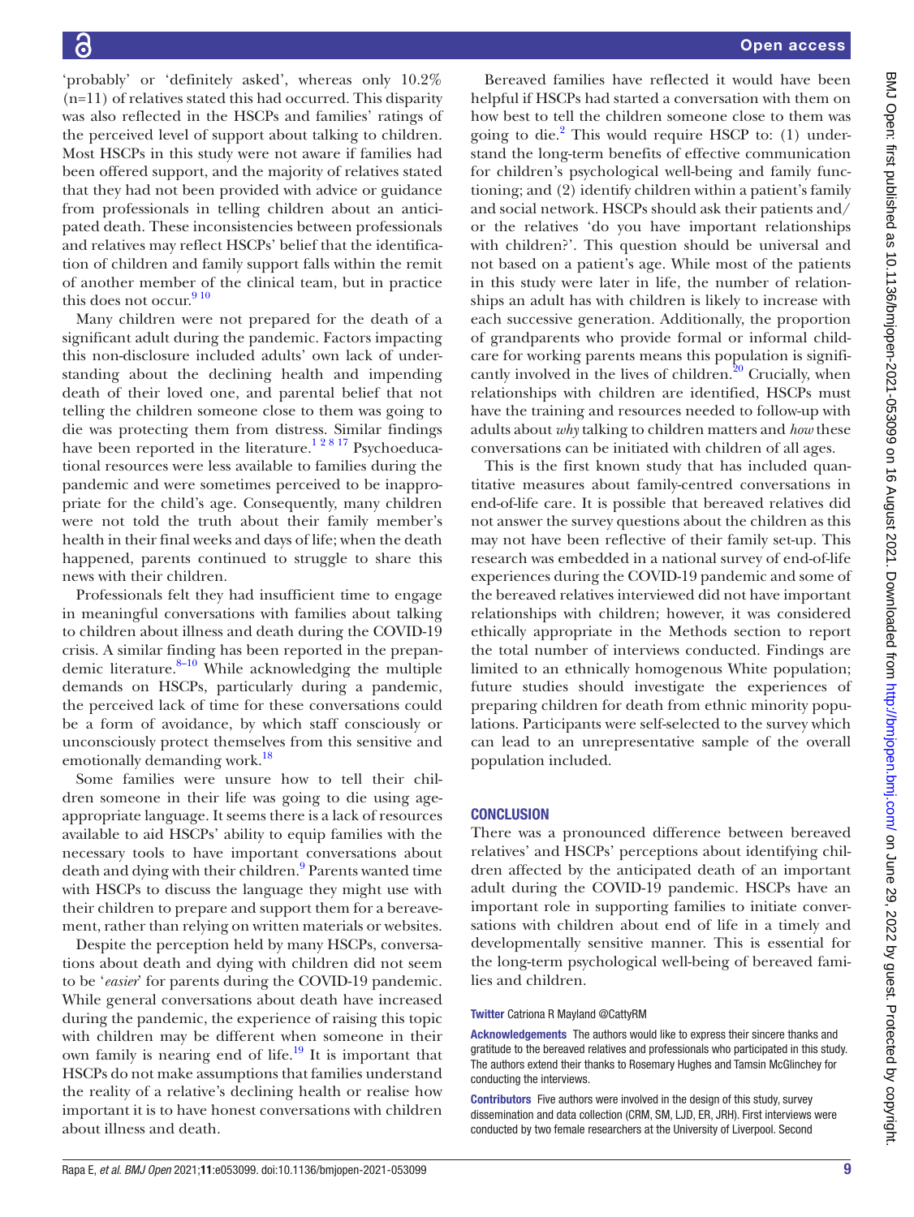'probably' or 'definitely asked', whereas only 10.2% (n=11) of relatives stated this had occurred. This disparity was also reflected in the HSCPs and families' ratings of the perceived level of support about talking to children. Most HSCPs in this study were not aware if families had been offered support, and the majority of relatives stated that they had not been provided with advice or guidance from professionals in telling children about an anticipated death. These inconsistencies between professionals and relatives may reflect HSCPs' belief that the identification of children and family support falls within the remit of another member of the clinical team, but in practice this does not occur.[9 10]

Many children were not prepared for the death of a significant adult during the pandemic. Factors impacting this non-disclosure included adults' own lack of understanding about the declining health and impending death of their loved one, and parental belief that not telling the children someone close to them was going to die was protecting them from distress. Similar findings have been reported in the literature.[1 2 8 17] Psychoeducational resources were less available to families during the pandemic and were sometimes perceived to be inappropriate for the child's age. Consequently, many children were not told the truth about their family member's health in their final weeks and days of life; when the death happened, parents continued to struggle to share this news with their children.

Professionals felt they had insufficient time to engage in meaningful conversations with families about talking to children about illness and death during the COVID-19 crisis. A similar finding has been reported in the prepandemic literature.[8–10] While acknowledging the multiple demands on HSCPs, particularly during a pandemic, the perceived lack of time for these conversations could be a form of avoidance, by which staff consciously or unconsciously protect themselves from this sensitive and emotionally demanding work.[18]

Some families were unsure how to tell their children someone in their life was going to die using age-appropriate language. It seems there is a lack of resources available to aid HSCPs' ability to equip families with the necessary tools to have important conversations about death and dying with their children.[9] Parents wanted time with HSCPs to discuss the language they might use with their children to prepare and support them for a bereavement, rather than relying on written materials or websites.

Despite the perception held by many HSCPs, conversations about death and dying with children did not seem to be '*easier*' for parents during the COVID-19 pandemic. While general conversations about death have increased during the pandemic, the experience of raising this topic with children may be different when someone in their own family is nearing end of life.[19] It is important that HSCPs do not make assumptions that families understand the reality of a relative's declining health or realise how important it is to have honest conversations with children about illness and death.

Bereaved families have reflected it would have been helpful if HSCPs had started a conversation with them on how best to tell the children someone close to them was going to die.[2] This would require HSCP to: (1) understand the long-term benefits of effective communication for children's psychological well-being and family functioning; and (2) identify children within a patient's family and social network. HSCPs should ask their patients and/or the relatives 'do you have important relationships with children?'. This question should be universal and not based on a patient's age. While most of the patients in this study were later in life, the number of relationships an adult has with children is likely to increase with each successive generation. Additionally, the proportion of grandparents who provide formal or informal childcare for working parents means this population is significantly involved in the lives of children.[20] Crucially, when relationships with children are identified, HSCPs must have the training and resources needed to follow-up with adults about *why* talking to children matters and *how* these conversations can be initiated with children of all ages.

This is the first known study that has included quantitative measures about family-centred conversations in end-of-life care. It is possible that bereaved relatives did not answer the survey questions about the children as this may not have been reflective of their family set-up. This research was embedded in a national survey of end-of-life experiences during the COVID-19 pandemic and some of the bereaved relatives interviewed did not have important relationships with children; however, it was considered ethically appropriate in the Methods section to report the total number of interviews conducted. Findings are limited to an ethnically homogenous White population; future studies should investigate the experiences of preparing children for death from ethnic minority populations. Participants were self-selected to the survey which can lead to an unrepresentative sample of the overall population included.

## CONCLUSION

There was a pronounced difference between bereaved relatives' and HSCPs' perceptions about identifying children affected by the anticipated death of an important adult during the COVID-19 pandemic. HSCPs have an important role in supporting families to initiate conversations with children about end of life in a timely and developmentally sensitive manner. This is essential for the long-term psychological well-being of bereaved families and children.

**Twitter** Catriona R Mayland @CattyRM

**Acknowledgements** The authors would like to express their sincere thanks and gratitude to the bereaved relatives and professionals who participated in this study. The authors extend their thanks to Rosemary Hughes and Tamsin McGlinchey for conducting the interviews.

**Contributors** Five authors were involved in the design of this study, survey dissemination and data collection (CRM, SM, LJD, ER, JRH). First interviews were conducted by two female researchers at the University of Liverpool. Second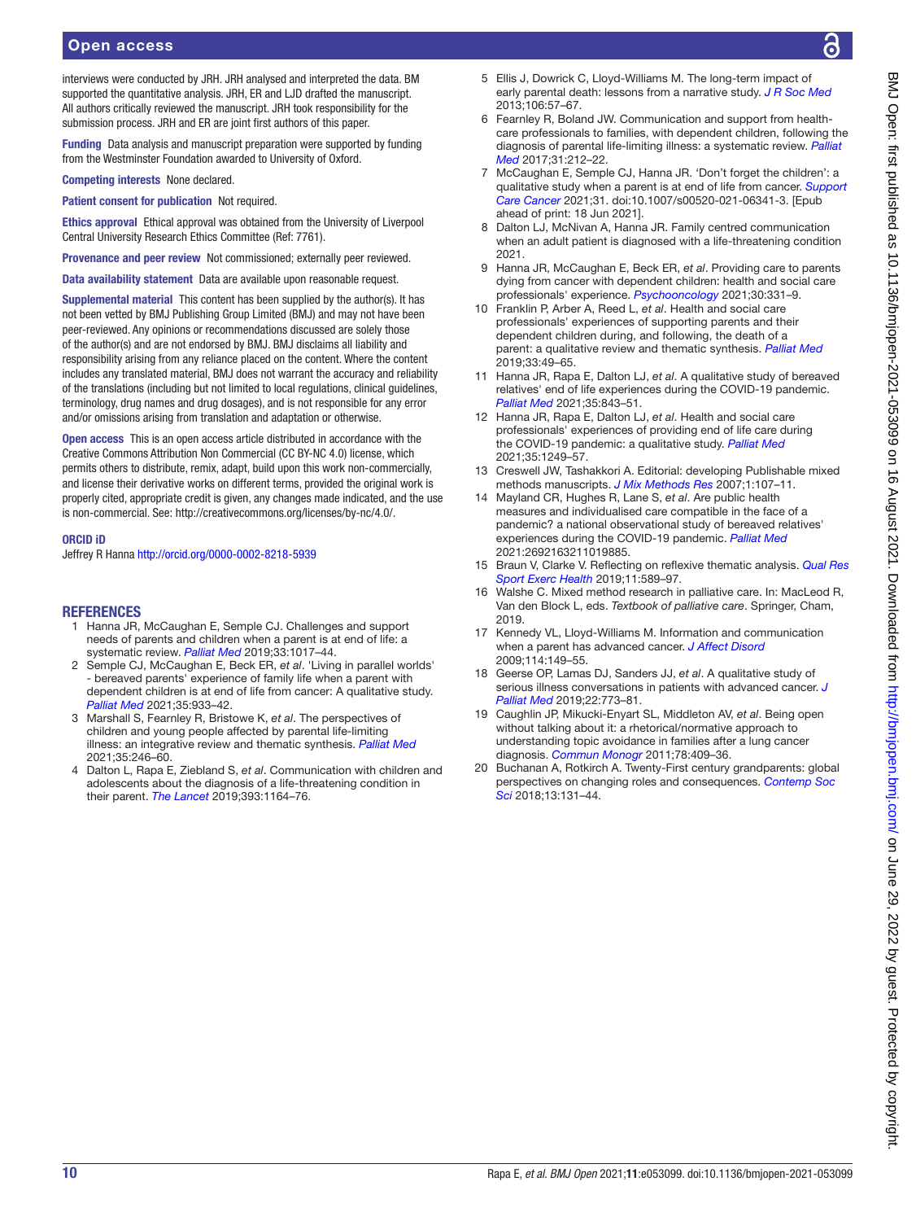interviews were conducted by JRH. JRH analysed and interpreted the data. BM supported the quantitative analysis. JRH, ER and LJD drafted the manuscript. All authors critically reviewed the manuscript. JRH took responsibility for the submission process. JRH and ER are joint first authors of this paper.

**Funding** Data analysis and manuscript preparation were supported by funding from the Westminster Foundation awarded to University of Oxford.

**Competing interests** None declared.

**Patient consent for publication** Not required.

**Ethics approval** Ethical approval was obtained from the University of Liverpool Central University Research Ethics Committee (Ref: 7761).

**Provenance and peer review** Not commissioned; externally peer reviewed.

**Data availability statement** Data are available upon reasonable request.

**Supplemental material** This content has been supplied by the author(s). It has not been vetted by BMJ Publishing Group Limited (BMJ) and may not have been peer-reviewed. Any opinions or recommendations discussed are solely those of the author(s) and are not endorsed by BMJ. BMJ disclaims all liability and responsibility arising from any reliance placed on the content. Where the content includes any translated material, BMJ does not warrant the accuracy and reliability of the translations (including but not limited to local regulations, clinical guidelines, terminology, drug names and drug dosages), and is not responsible for any error and/or omissions arising from translation and adaptation or otherwise.

**Open access** This is an open access article distributed in accordance with the Creative Commons Attribution Non Commercial (CC BY-NC 4.0) license, which permits others to distribute, remix, adapt, build upon this work non-commercially, and license their derivative works on different terms, provided the original work is properly cited, appropriate credit is given, any changes made indicated, and the use is non-commercial. See: http://creativecommons.org/licenses/by-nc/4.0/.

**ORCID iD**

Jeffrey R Hanna http://orcid.org/0000-0002-8218-5939

## REFERENCES

1. Hanna JR, McCaughan E, Semple CJ. Challenges and support needs of parents and children when a parent is at end of life: a systematic review. *Palliat Med* 2019;33:1017–44.
2. Semple CJ, McCaughan E, Beck ER, *et al*. 'Living in parallel worlds' - bereaved parents' experience of family life when a parent with dependent children is at end of life from cancer: A qualitative study. *Palliat Med* 2021;35:933–42.
3. Marshall S, Fearnley R, Bristowe K, *et al*. The perspectives of children and young people affected by parental life-limiting illness: an integrative review and thematic synthesis. *Palliat Med* 2021;35:246–60.
4. Dalton L, Rapa E, Ziebland S, *et al*. Communication with children and adolescents about the diagnosis of a life-threatening condition in their parent. *The Lancet* 2019;393:1164–76.
5. Ellis J, Dowrick C, Lloyd-Williams M. The long-term impact of early parental death: lessons from a narrative study. *J R Soc Med* 2013;106:57–67.
6. Fearnley R, Boland JW. Communication and support from health-care professionals to families, with dependent children, following the diagnosis of parental life-limiting illness: a systematic review. *Palliat Med* 2017;31:212–22.
7. McCaughan E, Semple CJ, Hanna JR. 'Don't forget the children': a qualitative study when a parent is at end of life from cancer. *Support Care Cancer* 2021;31. doi:10.1007/s00520-021-06341-3. [Epub ahead of print: 18 Jun 2021].
8. Dalton LJ, McNivan A, Hanna JR. Family centred communication when an adult patient is diagnosed with a life-threatening condition 2021.
9. Hanna JR, McCaughan E, Beck ER, *et al*. Providing care to parents dying from cancer with dependent children: health and social care professionals' experience. *Psychooncology* 2021;30:331–9.
10. Franklin P, Arber A, Reed L, *et al*. Health and social care professionals' experiences of supporting parents and their dependent children during, and following, the death of a parent: a qualitative review and thematic synthesis. *Palliat Med* 2019;33:49–65.
11. Hanna JR, Rapa E, Dalton LJ, *et al*. A qualitative study of bereaved relatives' end of life experiences during the COVID-19 pandemic. *Palliat Med* 2021;35:843–51.
12. Hanna JR, Rapa E, Dalton LJ, *et al*. Health and social care professionals' experiences of providing end of life care during the COVID-19 pandemic: a qualitative study. *Palliat Med* 2021;35:1249–57.
13. Creswell JW, Tashakkori A. Editorial: developing Publishable mixed methods manuscripts. *J Mix Methods Res* 2007;1:107–11.
14. Mayland CR, Hughes R, Lane S, *et al*. Are public health measures and individualised care compatible in the face of a pandemic? a national observational study of bereaved relatives' experiences during the COVID-19 pandemic. *Palliat Med* 2021:2692163211019885.
15. Braun V, Clarke V. Reflecting on reflexive thematic analysis. *Qual Res Sport Exerc Health* 2019;11:589–97.
16. Walshe C. Mixed method research in palliative care. In: MacLeod R, Van den Block L, eds. *Textbook of palliative care*. Springer, Cham, 2019.
17. Kennedy VL, Lloyd-Williams M. Information and communication when a parent has advanced cancer. *J Affect Disord* 2009;114:149–55.
18. Geerse OP, Lamas DJ, Sanders JJ, *et al*. A qualitative study of serious illness conversations in patients with advanced cancer. *J Palliat Med* 2019;22:773–81.
19. Caughlin JP, Mikucki-Enyart SL, Middleton AV, *et al*. Being open without talking about it: a rhetorical/normative approach to understanding topic avoidance in families after a lung cancer diagnosis. *Commun Monogr* 2011;78:409–36.
20. Buchanan A, Rotkirch A. Twenty-First century grandparents: global perspectives on changing roles and consequences. *Contemp Soc Sci* 2018;13:131–44.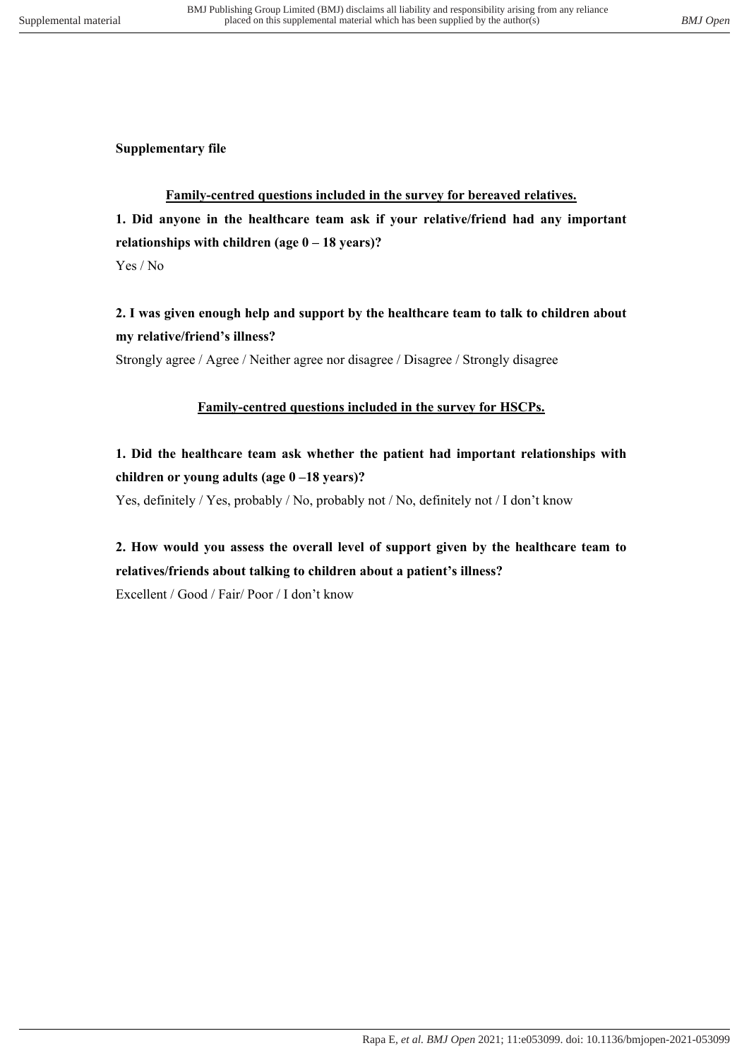**Supplementary file**

**Family-centred questions included in the survey for bereaved relatives.**

**1. Did anyone in the healthcare team ask if your relative/friend had any important relationships with children (age 0 – 18 years)?**

Yes / No

**2. I was given enough help and support by the healthcare team to talk to children about my relative/friend's illness?**

Strongly agree / Agree / Neither agree nor disagree / Disagree / Strongly disagree

**Family-centred questions included in the survey for HSCPs.**

**1. Did the healthcare team ask whether the patient had important relationships with children or young adults (age 0 –18 years)?**

Yes, definitely / Yes, probably / No, probably not / No, definitely not / I don't know

**2. How would you assess the overall level of support given by the healthcare team to relatives/friends about talking to children about a patient's illness?**

Excellent / Good / Fair/ Poor / I don't know